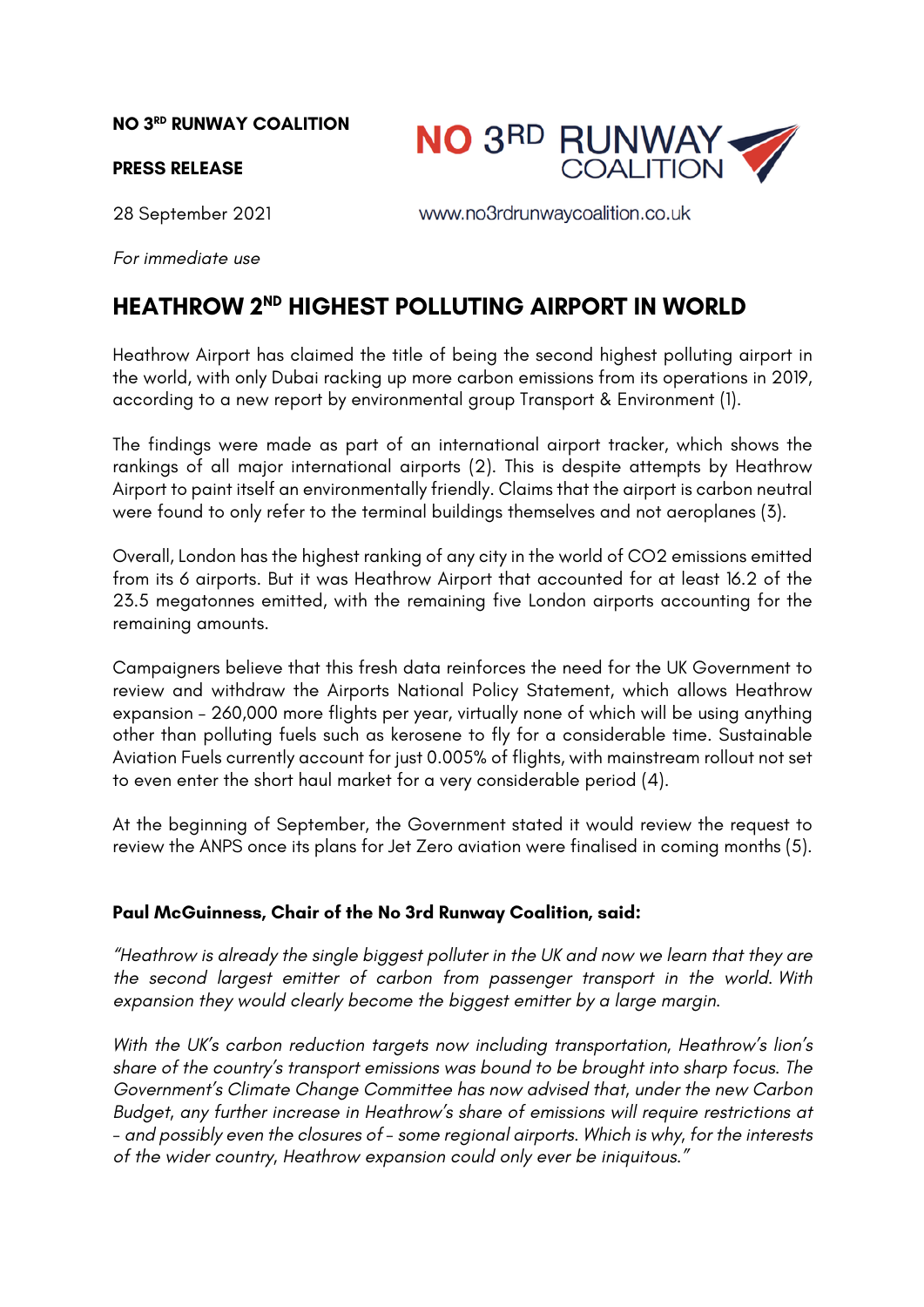**NO 3RD RUNWAY COALITION**

**PRESS RELEASE**

28 September 2021

www.no3rdrunwaycoalition.co.uk

*For immediate use*

# HEATHROW 2ND HIGHEST POLLUTING AIRPORT IN WORLD

Heathrow Airport has claimed the title of being the second highest polluting airport in the world, with only Dubai racking up more carbon emissions from its operations in 2019, according to a new report by environmental group Transport & Environment (1).

The findings were made as part of an international airport tracker, which shows the rankings of all major international airports (2). This is despite attempts by Heathrow Airport to paint itself an environmentally friendly. Claims that the airport is carbon neutral were found to only refer to the terminal buildings themselves and not aeroplanes (3).

Overall, London has the highest ranking of any city in the world of CO2 emissions emitted from its 6 airports. But it was Heathrow Airport that accounted for at least 16.2 of the 23.5 megatonnes emitted, with the remaining five London airports accounting for the remaining amounts.

Campaigners believe that this fresh data reinforces the need for the UK Government to review and withdraw the Airports National Policy Statement, which allows Heathrow expansion – 260,000 more flights per year, virtually none of which will be using anything other than polluting fuels such as kerosene to fly for a considerable time. Sustainable Aviation Fuels currently account for just 0.005% of flights, with mainstream rollout not set to even enter the short haul market for a very considerable period (4).

At the beginning of September, the Government stated it would review the request to review the ANPS once its plans for Jet Zero aviation were finalised in coming months (5).

**Paul McGuinness, Chair of the No 3rd Runway Coalition, said:**

*"Heathrow is already the single biggest polluter in the UK and now we learn that they are the second largest emitter of carbon from passenger transport in the world. With expansion they would clearly become the biggest emitter by a large margin.*

*With the UK's carbon reduction targets now including transportation, Heathrow's lion's share of the country's transport emissions was bound to be brought into sharp focus. The Government's Climate Change Committee has now advised that, under the new Carbon Budget, any further increase in Heathrow's share of emissions will require restrictions at – and possibly even the closures of – some regional airports. Which is why, for the interests of the wider country, Heathrow expansion could only ever be iniquitous."*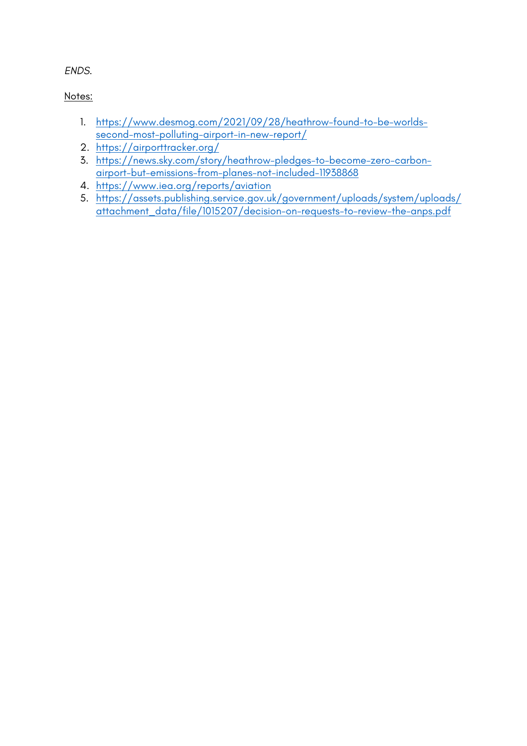*ENDS.*

Notes:

1. https://www.desmog.com/2021/09/28/heathrow-found-to-be-worlds-second-most-polluting-airport-in-new-report/
2. https://airporttracker.org/
3. https://news.sky.com/story/heathrow-pledges-to-become-zero-carbon-airport-but-emissions-from-planes-not-included-11938868
4. https://www.iea.org/reports/aviation
5. https://assets.publishing.service.gov.uk/government/uploads/system/uploads/attachment_data/file/1015207/decision-on-requests-to-review-the-anps.pdf